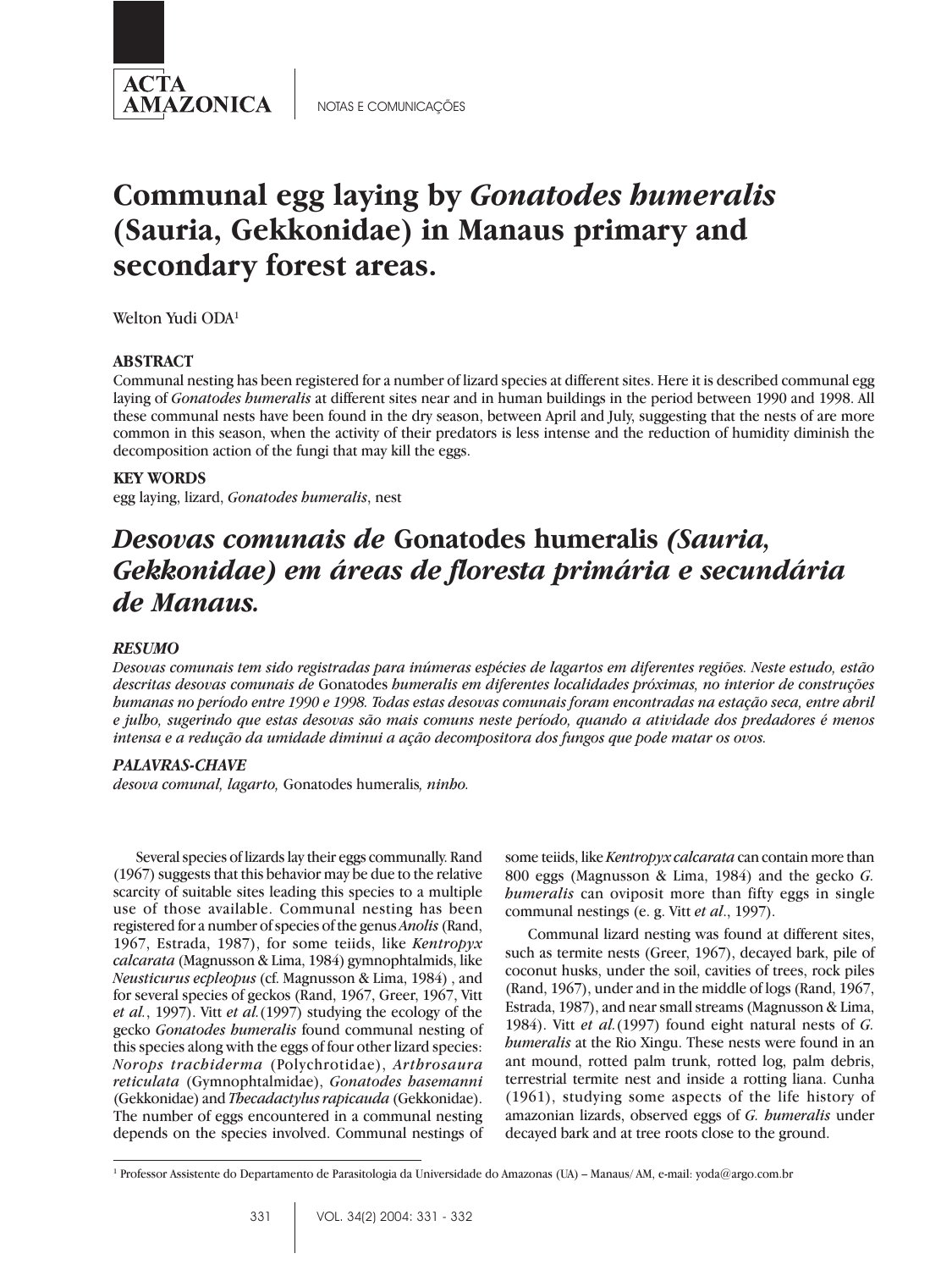NOTAS E COMUNICAÇÕES

# Communal egg laying by *Gonatodes humeralis* (Sauria, Gekkonidae) in Manaus primary and secondary forest areas.

Welton Yudi ODA[1]

### ABSTRACT

Communal nesting has been registered for a number of lizard species at different sites. Here it is described communal egg laying of *Gonatodes humeralis* at different sites near and in human buildings in the period between 1990 and 1998. All these communal nests have been found in the dry season, between April and July, suggesting that the nests of are more common in this season, when the activity of their predators is less intense and the reduction of humidity diminish the decomposition action of the fungi that may kill the eggs.

### KEY WORDS

egg laying, lizard, *Gonatodes humeralis*, nest

# *Desovas comunais de* Gonatodes humeralis *(Sauria, Gekkonidae) em áreas de floresta primária e secundária de Manaus.*

### *RESUMO*

*Desovas comunais tem sido registradas para inúmeras espécies de lagartos em diferentes regiões. Neste estudo, estão descritas desovas comunais de* Gonatodes *humeralis em diferentes localidades próximas, no interior de construções humanas no período entre 1990 e 1998. Todas estas desovas comunais foram encontradas na estação seca, entre abril e julho, sugerindo que estas desovas são mais comuns neste período, quando a atividade dos predadores é menos intensa e a redução da umidade diminui a ação decompositora dos fungos que pode matar os ovos.*

### *PALAVRAS-CHAVE*

*desova comunal, lagarto,* Gonatodes humeralis*, ninho.*

Several species of lizards lay their eggs communally. Rand (1967) suggests that this behavior may be due to the relative scarcity of suitable sites leading this species to a multiple use of those available. Communal nesting has been registered for a number of species of the genus *Anolis* (Rand, 1967, Estrada, 1987), for some teiids, like *Kentropyx calcarata* (Magnusson & Lima, 1984) gymnophtalmids, like *Neusticurus ecpleopus* (cf. Magnusson & Lima, 1984) , and for several species of geckos (Rand, 1967, Greer, 1967, Vitt *et al.*, 1997). Vitt *et al.* (1997) studying the ecology of the gecko *Gonatodes humeralis* found communal nesting of this species along with the eggs of four other lizard species: *Norops trachiderma* (Polychrotidae), *Arthrosaura reticulata* (Gymnophtalmidae), *Gonatodes hasemanni* (Gekkonidae) and *Thecadactylus rapicauda* (Gekkonidae). The number of eggs encountered in a communal nesting depends on the species involved. Communal nestings of some teiids, like *Kentropyx calcarata* can contain more than 800 eggs (Magnusson & Lima, 1984) and the gecko *G. humeralis* can oviposit more than fifty eggs in single communal nestings (e. g. Vitt *et al*., 1997).

Communal lizard nesting was found at different sites, such as termite nests (Greer, 1967), decayed bark, pile of coconut husks, under the soil, cavities of trees, rock piles (Rand, 1967), under and in the middle of logs (Rand, 1967, Estrada, 1987), and near small streams (Magnusson & Lima, 1984). Vitt *et al.* (1997) found eight natural nests of *G. humeralis* at the Rio Xingu. These nests were found in an ant mound, rotted palm trunk, rotted log, palm debris, terrestrial termite nest and inside a rotting liana. Cunha (1961), studying some aspects of the life history of amazonian lizards, observed eggs of *G. humeralis* under decayed bark and at tree roots close to the ground.

[1] Professor Assistente do Departamento de Parasitologia da Universidade do Amazonas (UA) – Manaus/ AM, e-mail: yoda@argo.com.br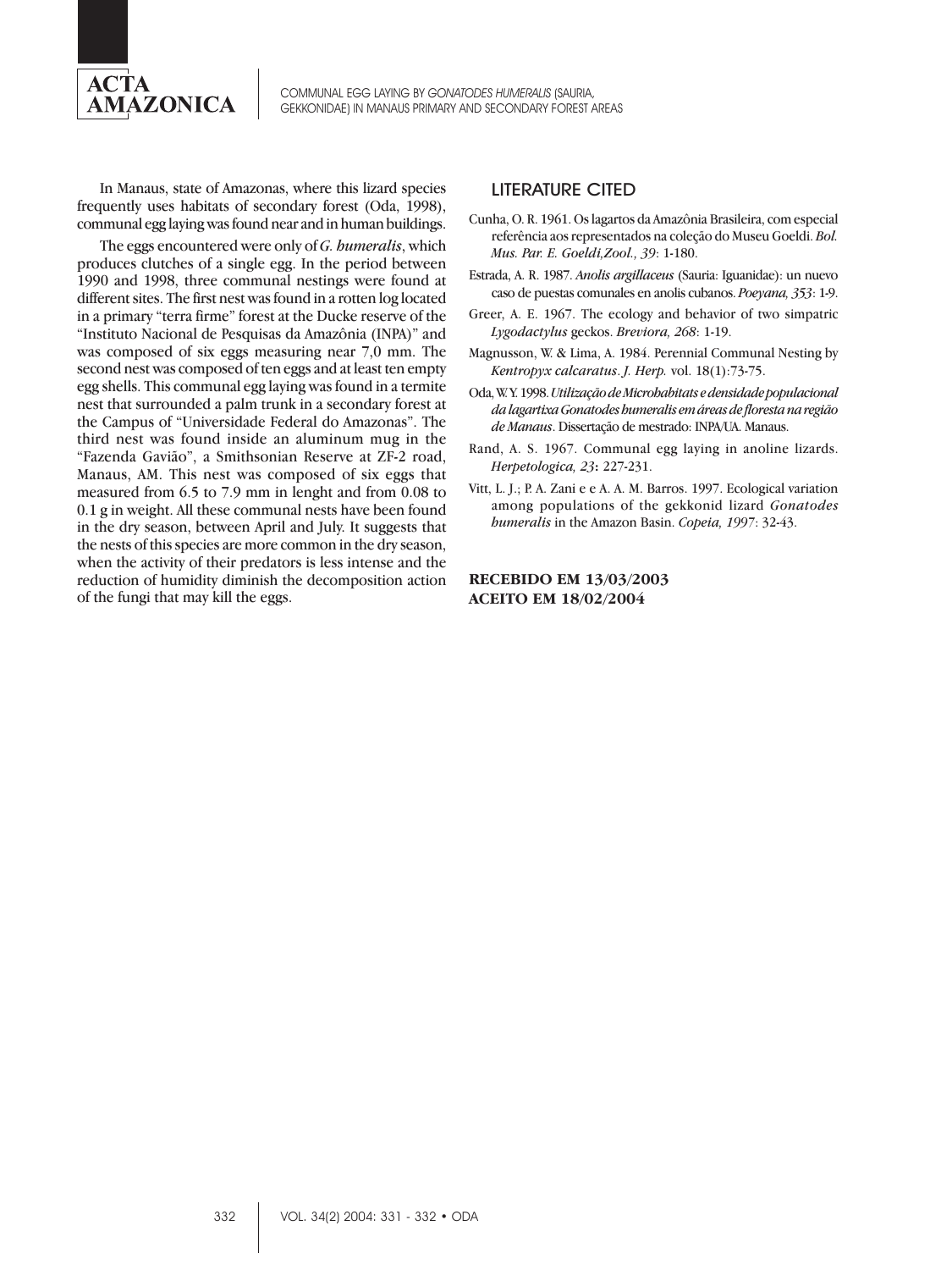In Manaus, state of Amazonas, where this lizard species frequently uses habitats of secondary forest (Oda, 1998), communal egg laying was found near and in human buildings.

The eggs encountered were only of *G. humeralis*, which produces clutches of a single egg. In the period between 1990 and 1998, three communal nestings were found at different sites. The first nest was found in a rotten log located in a primary "terra firme" forest at the Ducke reserve of the "Instituto Nacional de Pesquisas da Amazônia (INPA)" and was composed of six eggs measuring near 7,0 mm. The second nest was composed of ten eggs and at least ten empty egg shells. This communal egg laying was found in a termite nest that surrounded a palm trunk in a secondary forest at the Campus of "Universidade Federal do Amazonas". The third nest was found inside an aluminum mug in the "Fazenda Gavião", a Smithsonian Reserve at ZF-2 road, Manaus, AM. This nest was composed of six eggs that measured from 6.5 to 7.9 mm in lenght and from 0.08 to 0.1 g in weight. All these communal nests have been found in the dry season, between April and July. It suggests that the nests of this species are more common in the dry season, when the activity of their predators is less intense and the reduction of humidity diminish the decomposition action of the fungi that may kill the eggs.

## LITERATURE CITED

Cunha, O. R. 1961. Os lagartos da Amazônia Brasileira, com especial referência aos representados na coleção do Museu Goeldi. *Bol. Mus. Par. E. Goeldi,Zool., 39*: 1-180.

Estrada, A. R. 1987. *Anolis argillaceus* (Sauria: Iguanidae): un nuevo caso de puestas comunales en anolis cubanos. *Poeyana, 353*: 1-9.

Greer, A. E. 1967. The ecology and behavior of two simpatric *Lygodactylus* geckos. *Breviora, 268*: 1-19.

Magnusson, W. & Lima, A. 1984. Perennial Communal Nesting by *Kentropyx calcaratus*. *J. Herp.* vol. 18(1):73-75.

Oda, W. Y. 1998. *Utilização de Microhabitats e densidade populacional da lagartixa Gonatodes humeralis em áreas de floresta na região de Manaus*. Dissertação de mestrado: INPA/UA. Manaus.

Rand, A. S. 1967. Communal egg laying in anoline lizards. *Herpetologica, 23*: 227-231.

Vitt, L. J.; P. A. Zani e e A. A. M. Barros. 1997. Ecological variation among populations of the gekkonid lizard *Gonatodes humeralis* in the Amazon Basin. *Copeia, 1997*: 32-43.

**RECEBIDO EM 13/03/2003**
**ACEITO EM 18/02/2004**